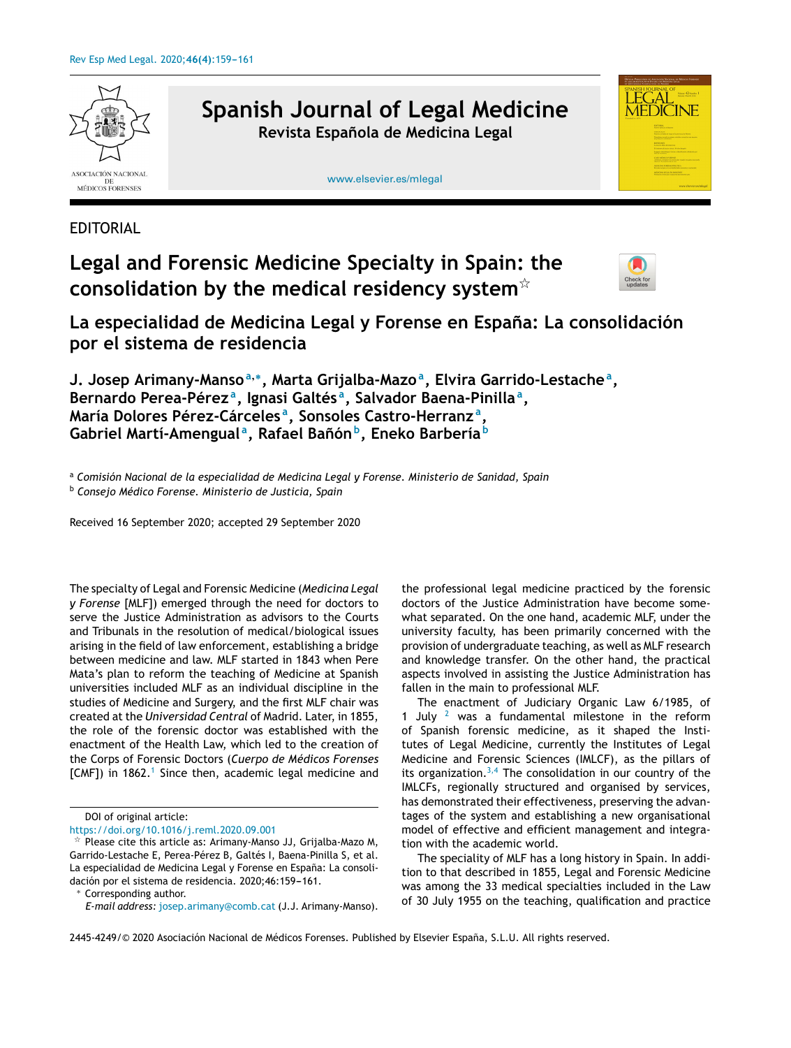EDITORIAL

# Legal and Forensic Medicine Specialty in Spain: the consolidation by the medical residency system[☆]

## La especialidad de Medicina Legal y Forense en España: La consolidación por el sistema de residencia

**J. Josep Arimany-Manso[a,*], Marta Grijalba-Mazo[a], Elvira Garrido-Lestache[a], Bernardo Perea-Pérez[a], Ignasi Galtés[a], Salvador Baena-Pinilla[a], María Dolores Pérez-Cárceles[a], Sonsoles Castro-Herranz[a], Gabriel Martí-Amengual[a], Rafael Bañón[b], Eneko Barbería[b]**

[a] *Comisión Nacional de la especialidad de Medicina Legal y Forense. Ministerio de Sanidad, Spain*
[b] *Consejo Médico Forense. Ministerio de Justicia, Spain*

Received 16 September 2020; accepted 29 September 2020

The specialty of Legal and Forensic Medicine (*Medicina Legal y Forense* [MLF]) emerged through the need for doctors to serve the Justice Administration as advisors to the Courts and Tribunals in the resolution of medical/biological issues arising in the field of law enforcement, establishing a bridge between medicine and law. MLF started in 1843 when Pere Mata's plan to reform the teaching of Medicine at Spanish universities included MLF as an individual discipline in the studies of Medicine and Surgery, and the first MLF chair was created at the *Universidad Central* of Madrid. Later, in 1855, the role of the forensic doctor was established with the enactment of the Health Law, which led to the creation of the Corps of Forensic Doctors (*Cuerpo de Médicos Forenses* [CMF]) in 1862.[1] Since then, academic legal medicine and the professional legal medicine practiced by the forensic doctors of the Justice Administration have become somewhat separated. On the one hand, academic MLF, under the university faculty, has been primarily concerned with the provision of undergraduate teaching, as well as MLF research and knowledge transfer. On the other hand, the practical aspects involved in assisting the Justice Administration has fallen in the main to professional MLF.

The enactment of Judiciary Organic Law 6/1985, of 1 July [2] was a fundamental milestone in the reform of Spanish forensic medicine, as it shaped the Institutes of Legal Medicine, currently the Institutes of Legal Medicine and Forensic Sciences (IMLCF), as the pillars of its organization.[3,4] The consolidation in our country of the IMLCFs, regionally structured and organised by services, has demonstrated their effectiveness, preserving the advantages of the system and establishing a new organisational model of effective and efficient management and integration with the academic world.

The speciality of MLF has a long history in Spain. In addition to that described in 1855, Legal and Forensic Medicine was among the 33 medical specialties included in the Law of 30 July 1955 on the teaching, qualification and practice

---

DOI of original article: https://doi.org/10.1016/j.reml.2020.09.001

☆ Please cite this article as: Arimany-Manso JJ, Grijalba-Mazo M, Garrido-Lestache E, Perea-Pérez B, Galtés I, Baena-Pinilla S, et al. La especialidad de Medicina Legal y Forense en España: La consolidación por el sistema de residencia. 2020;46:159–161.

\* Corresponding author.
*E-mail address:* josep.arimany@comb.cat (J.J. Arimany-Manso).

2445-4249/© 2020 Asociación Nacional de Médicos Forenses. Published by Elsevier España, S.L.U. All rights reserved.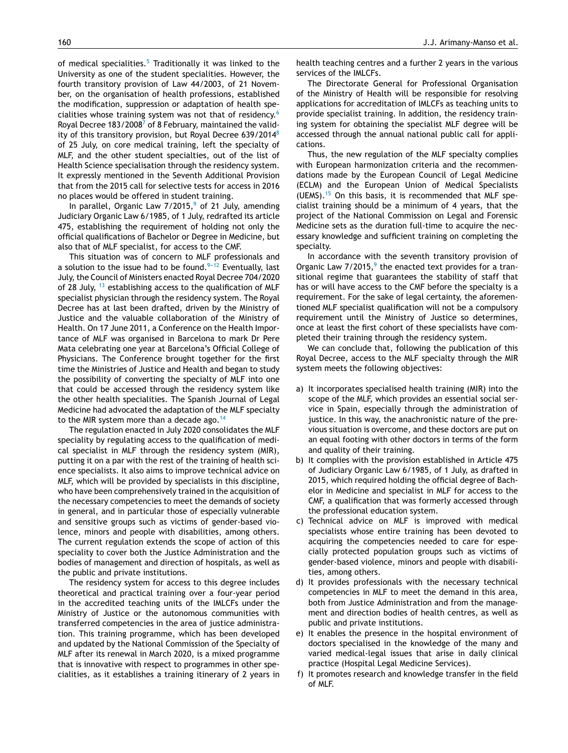of medical specialities.[5] Traditionally it was linked to the University as one of the student specialities. However, the fourth transitory provision of Law 44/2003, of 21 November, on the organisation of health professions, established the modification, suppression or adaptation of health specialities whose training system was not that of residency.[6] Royal Decree 183/2008[7] of 8 February, maintained the validity of this transitory provision, but Royal Decree 639/2014[8] of 25 July, on core medical training, left the specialty of MLF, and the other student specialties, out of the list of Health Science specialisation through the residency system. It expressly mentioned in the Seventh Additional Provision that from the 2015 call for selective tests for access in 2016 no places would be offered in student training.

In parallel, Organic Law 7/2015,[9] of 21 July, amending Judiciary Organic Law 6/1985, of 1 July, redrafted its article 475, establishing the requirement of holding not only the official qualifications of Bachelor or Degree in Medicine, but also that of MLF specialist, for access to the CMF.

This situation was of concern to MLF professionals and a solution to the issue had to be found.[9–12] Eventually, last July, the Council of Ministers enacted Royal Decree 704/2020 of 28 July, [13] establishing access to the qualification of MLF specialist physician through the residency system. The Royal Decree has at last been drafted, driven by the Ministry of Justice and the valuable collaboration of the Ministry of Health. On 17 June 2011, a Conference on the Health Importance of MLF was organised in Barcelona to mark Dr Pere Mata celebrating one year at Barcelona's Official College of Physicians. The Conference brought together for the first time the Ministries of Justice and Health and began to study the possibility of converting the specialty of MLF into one that could be accessed through the residency system like the other health specialities. The Spanish Journal of Legal Medicine had advocated the adaptation of the MLF specialty to the MIR system more than a decade ago.[14]

The regulation enacted in July 2020 consolidates the MLF speciality by regulating access to the qualification of medical specialist in MLF through the residency system (MIR), putting it on a par with the rest of the training of health science specialists. It also aims to improve technical advice on MLF, which will be provided by specialists in this discipline, who have been comprehensively trained in the acquisition of the necessary competencies to meet the demands of society in general, and in particular those of especially vulnerable and sensitive groups such as victims of gender-based violence, minors and people with disabilities, among others. The current regulation extends the scope of action of this speciality to cover both the Justice Administration and the bodies of management and direction of hospitals, as well as the public and private institutions.

The residency system for access to this degree includes theoretical and practical training over a four-year period in the accredited teaching units of the IMLCFs under the Ministry of Justice or the autonomous communities with transferred competencies in the area of justice administration. This training programme, which has been developed and updated by the National Commission of the Specialty of MLF after its renewal in March 2020, is a mixed programme that is innovative with respect to programmes in other specialities, as it establishes a training itinerary of 2 years in health teaching centres and a further 2 years in the various services of the IMLCFs.

The Directorate General for Professional Organisation of the Ministry of Health will be responsible for resolving applications for accreditation of IMLCFs as teaching units to provide specialist training. In addition, the residency training system for obtaining the specialist MLF degree will be accessed through the annual national public call for applications.

Thus, the new regulation of the MLF specialty complies with European harmonization criteria and the recommendations made by the European Council of Legal Medicine (ECLM) and the European Union of Medical Specialists (UEMS).[15] On this basis, it is recommended that MLF specialist training should be a minimum of 4 years, that the project of the National Commission on Legal and Forensic Medicine sets as the duration full-time to acquire the necessary knowledge and sufficient training on completing the specialty.

In accordance with the seventh transitory provision of Organic Law 7/2015,[9] the enacted text provides for a transitional regime that guarantees the stability of staff that has or will have access to the CMF before the specialty is a requirement. For the sake of legal certainty, the aforementioned MLF specialist qualification will not be a compulsory requirement until the Ministry of Justice so determines, once at least the first cohort of these specialists have completed their training through the residency system.

We can conclude that, following the publication of this Royal Decree, access to the MLF specialty through the MIR system meets the following objectives:

a) It incorporates specialised health training (MIR) into the scope of the MLF, which provides an essential social service in Spain, especially through the administration of justice. In this way, the anachronistic nature of the previous situation is overcome, and these doctors are put on an equal footing with other doctors in terms of the form and quality of their training.
b) It complies with the provision established in Article 475 of Judiciary Organic Law 6/1985, of 1 July, as drafted in 2015, which required holding the official degree of Bachelor in Medicine and specialist in MLF for access to the CMF, a qualification that was formerly accessed through the professional education system.
c) Technical advice on MLF is improved with medical specialists whose entire training has been devoted to acquiring the competencies needed to care for especially protected population groups such as victims of gender-based violence, minors and people with disabilities, among others.
d) It provides professionals with the necessary technical competencies in MLF to meet the demand in this area, both from Justice Administration and from the management and direction bodies of health centres, as well as public and private institutions.
e) It enables the presence in the hospital environment of doctors specialised in the knowledge of the many and varied medical-legal issues that arise in daily clinical practice (Hospital Legal Medicine Services).
f) It promotes research and knowledge transfer in the field of MLF.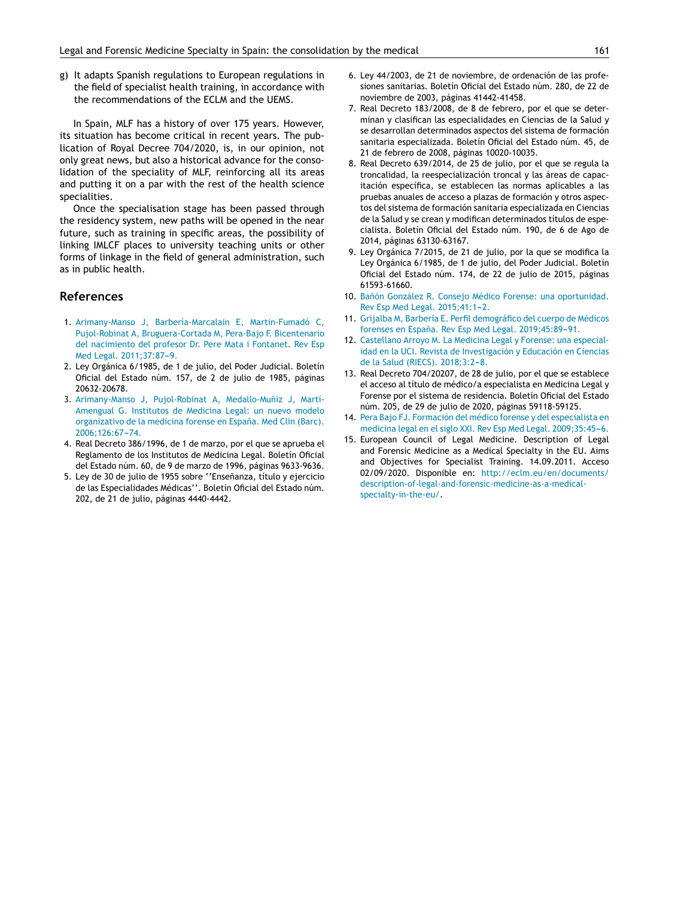g) It adapts Spanish regulations to European regulations in the field of specialist health training, in accordance with the recommendations of the ECLM and the UEMS.

In Spain, MLF has a history of over 175 years. However, its situation has become critical in recent years. The publication of Royal Decree 704/2020, is, in our opinion, not only great news, but also a historical advance for the consolidation of the speciality of MLF, reinforcing all its areas and putting it on a par with the rest of the health science specialities.

Once the specialisation stage has been passed through the residency system, new paths will be opened in the near future, such as training in specific areas, the possibility of linking IMLCF places to university teaching units or other forms of linkage in the field of general administration, such as in public health.

## References

1. Arimany-Manso J, Barbería-Marcalain E, Martin-Fumadó C, Pujol-Robinat A, Bruguera-Cortada M, Pera-Bajo F. Bicentenario del nacimiento del profesor Dr. Pere Mata i Fontanet. Rev Esp Med Legal. 2011;37:87–9.
2. Ley Orgánica 6/1985, de 1 de julio, del Poder Judicial. Boletín Oficial del Estado núm. 157, de 2 de julio de 1985, páginas 20632-20678.
3. Arimany-Manso J, Pujol-Robinat A, Medallo-Muñiz J, Martí-Amengual G. Institutos de Medicina Legal: un nuevo modelo organizativo de la medicina forense en España. Med Clin (Barc). 2006;126:67–74.
4. Real Decreto 386/1996, de 1 de marzo, por el que se aprueba el Reglamento de los Institutos de Medicina Legal. Boletín Oficial del Estado núm. 60, de 9 de marzo de 1996, páginas 9633-9636.
5. Ley de 30 de julio de 1955 sobre ''Enseñanza, título y ejercicio de las Especialidades Médicas''. Boletín Oficial del Estado núm. 202, de 21 de julio, páginas 4440-4442.
6. Ley 44/2003, de 21 de noviembre, de ordenación de las profesiones sanitarias. Boletín Oficial del Estado núm. 280, de 22 de noviembre de 2003, páginas 41442-41458.
7. Real Decreto 183/2008, de 8 de febrero, por el que se determinan y clasifican las especialidades en Ciencias de la Salud y se desarrollan determinados aspectos del sistema de formación sanitaria especializada. Boletín Oficial del Estado núm. 45, de 21 de febrero de 2008, páginas 10020-10035.
8. Real Decreto 639/2014, de 25 de julio, por el que se regula la troncalidad, la reespecialización troncal y las áreas de capacitación específica, se establecen las normas aplicables a las pruebas anuales de acceso a plazas de formación y otros aspectos del sistema de formación sanitaria especializada en Ciencias de la Salud y se crean y modifican determinados títulos de especialista. Boletín Oficial del Estado núm. 190, de 6 de Ago de 2014, páginas 63130-63167.
9. Ley Orgánica 7/2015, de 21 de julio, por la que se modifica la Ley Orgánica 6/1985, de 1 de julio, del Poder Judicial. Boletín Oficial del Estado núm. 174, de 22 de julio de 2015, páginas 61593-61660.
10. Bañón González R. Consejo Médico Forense: una oportunidad. Rev Esp Med Legal. 2015;41:1–2.
11. Grijalba M, Barbería E. Perfil demográfico del cuerpo de Médicos forenses en España. Rev Esp Med Legal. 2019;45:89–91.
12. Castellano Arroyo M. La Medicina Legal y Forense: una especialidad en la UCI. Revista de Investigación y Educación en Ciencias de la Salud (RIECS). 2018;3:2–8.
13. Real Decreto 704/20207, de 28 de julio, por el que se establece el acceso al título de médico/a especialista en Medicina Legal y Forense por el sistema de residencia. Boletín Oficial del Estado núm. 205, de 29 de julio de 2020, páginas 59118-59125.
14. Pera Bajo FJ. Formación del médico forense y del especialista en medicina legal en el siglo XXI. Rev Esp Med Legal. 2009;35:45–6.
15. European Council of Legal Medicine. Description of Legal and Forensic Medicine as a Medical Specialty in the EU. Aims and Objectives for Specialist Training. 14.09.2011. Acceso 02/09/2020. Disponible en: http://eclm.eu/en/documents/description-of-legal-and-forensic-medicine-as-a-medical-specialty-in-the-eu/.